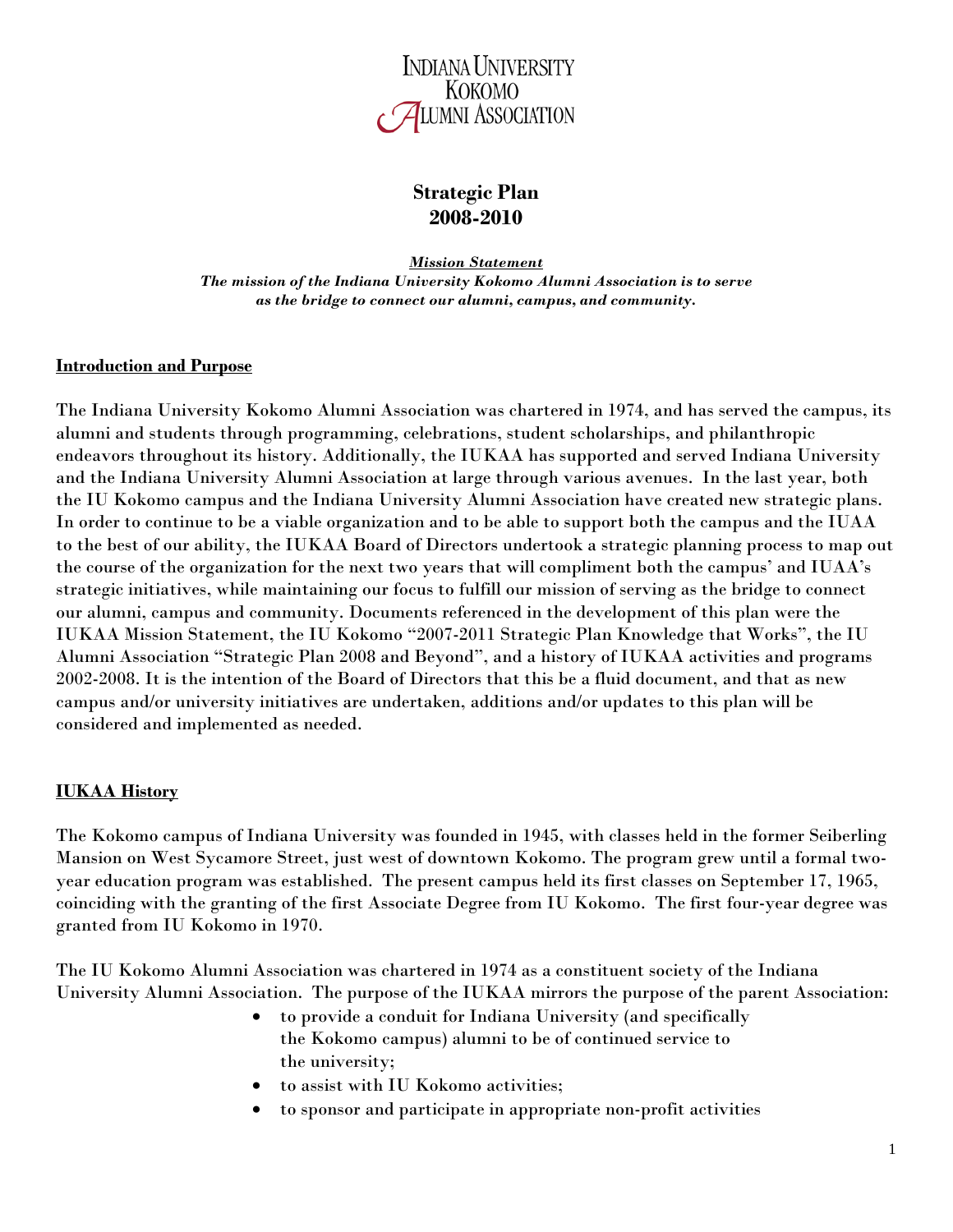INDIANA UNIVERSITY
KOKOMO
ALUMNI ASSOCIATION

# Strategic Plan
# 2008-2010

***Mission Statement***
***The mission of the Indiana University Kokomo Alumni Association is to serve as the bridge to connect our alumni, campus, and community.***

## Introduction and Purpose

The Indiana University Kokomo Alumni Association was chartered in 1974, and has served the campus, its alumni and students through programming, celebrations, student scholarships, and philanthropic endeavors throughout its history. Additionally, the IUKAA has supported and served Indiana University and the Indiana University Alumni Association at large through various avenues. In the last year, both the IU Kokomo campus and the Indiana University Alumni Association have created new strategic plans. In order to continue to be a viable organization and to be able to support both the campus and the IUAA to the best of our ability, the IUKAA Board of Directors undertook a strategic planning process to map out the course of the organization for the next two years that will compliment both the campus' and IUAA's strategic initiatives, while maintaining our focus to fulfill our mission of serving as the bridge to connect our alumni, campus and community. Documents referenced in the development of this plan were the IUKAA Mission Statement, the IU Kokomo "2007-2011 Strategic Plan Knowledge that Works", the IU Alumni Association "Strategic Plan 2008 and Beyond", and a history of IUKAA activities and programs 2002-2008. It is the intention of the Board of Directors that this be a fluid document, and that as new campus and/or university initiatives are undertaken, additions and/or updates to this plan will be considered and implemented as needed.

## IUKAA History

The Kokomo campus of Indiana University was founded in 1945, with classes held in the former Seiberling Mansion on West Sycamore Street, just west of downtown Kokomo. The program grew until a formal two-year education program was established. The present campus held its first classes on September 17, 1965, coinciding with the granting of the first Associate Degree from IU Kokomo. The first four-year degree was granted from IU Kokomo in 1970.

The IU Kokomo Alumni Association was chartered in 1974 as a constituent society of the Indiana University Alumni Association. The purpose of the IUKAA mirrors the purpose of the parent Association:

- to provide a conduit for Indiana University (and specifically the Kokomo campus) alumni to be of continued service to the university;
- to assist with IU Kokomo activities;
- to sponsor and participate in appropriate non-profit activities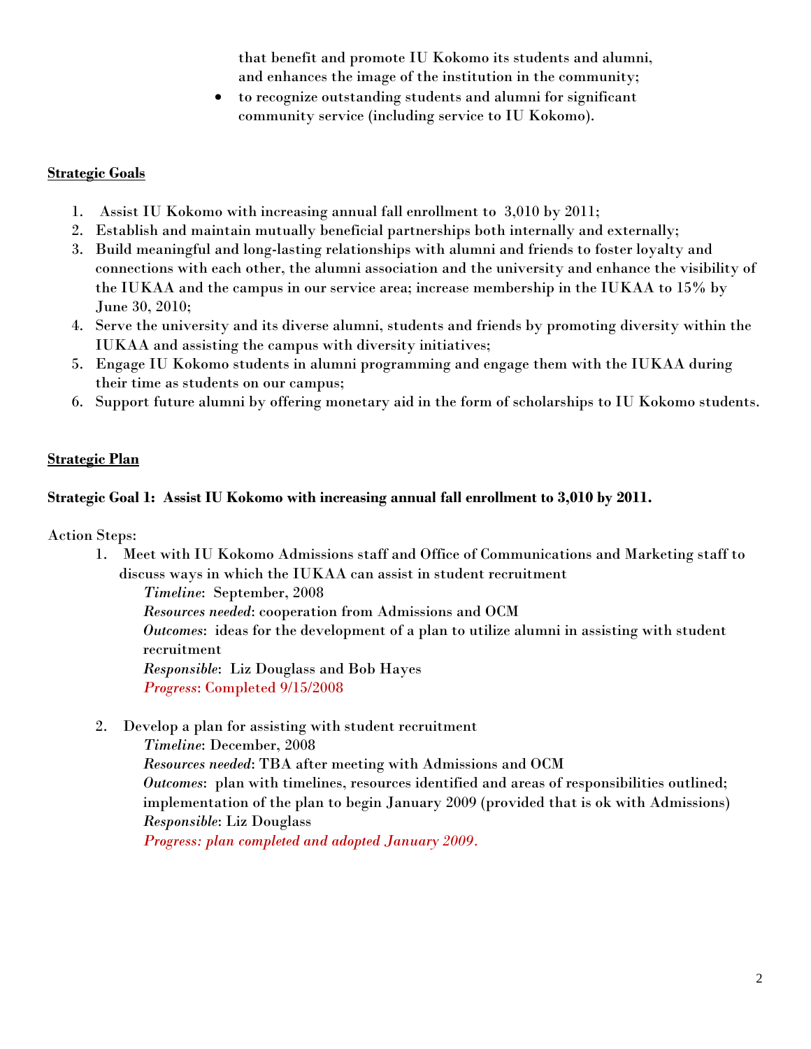that benefit and promote IU Kokomo its students and alumni, and enhances the image of the institution in the community;

- to recognize outstanding students and alumni for significant community service (including service to IU Kokomo).

**Strategic Goals**

1. Assist IU Kokomo with increasing annual fall enrollment to 3,010 by 2011;
2. Establish and maintain mutually beneficial partnerships both internally and externally;
3. Build meaningful and long-lasting relationships with alumni and friends to foster loyalty and connections with each other, the alumni association and the university and enhance the visibility of the IUKAA and the campus in our service area; increase membership in the IUKAA to 15% by June 30, 2010;
4. Serve the university and its diverse alumni, students and friends by promoting diversity within the IUKAA and assisting the campus with diversity initiatives;
5. Engage IU Kokomo students in alumni programming and engage them with the IUKAA during their time as students on our campus;
6. Support future alumni by offering monetary aid in the form of scholarships to IU Kokomo students.

**Strategic Plan**

**Strategic Goal 1: Assist IU Kokomo with increasing annual fall enrollment to 3,010 by 2011.**

Action Steps:

1. Meet with IU Kokomo Admissions staff and Office of Communications and Marketing staff to discuss ways in which the IUKAA can assist in student recruitment

   *Timeline*: September, 2008
   *Resources needed*: cooperation from Admissions and OCM
   *Outcomes*: ideas for the development of a plan to utilize alumni in assisting with student recruitment
   *Responsible*: Liz Douglass and Bob Hayes
   *Progress*: Completed 9/15/2008

2. Develop a plan for assisting with student recruitment

   *Timeline*: December, 2008
   *Resources needed*: TBA after meeting with Admissions and OCM
   *Outcomes*: plan with timelines, resources identified and areas of responsibilities outlined; implementation of the plan to begin January 2009 (provided that is ok with Admissions)
   *Responsible*: Liz Douglass
   *Progress: plan completed and adopted January 2009.*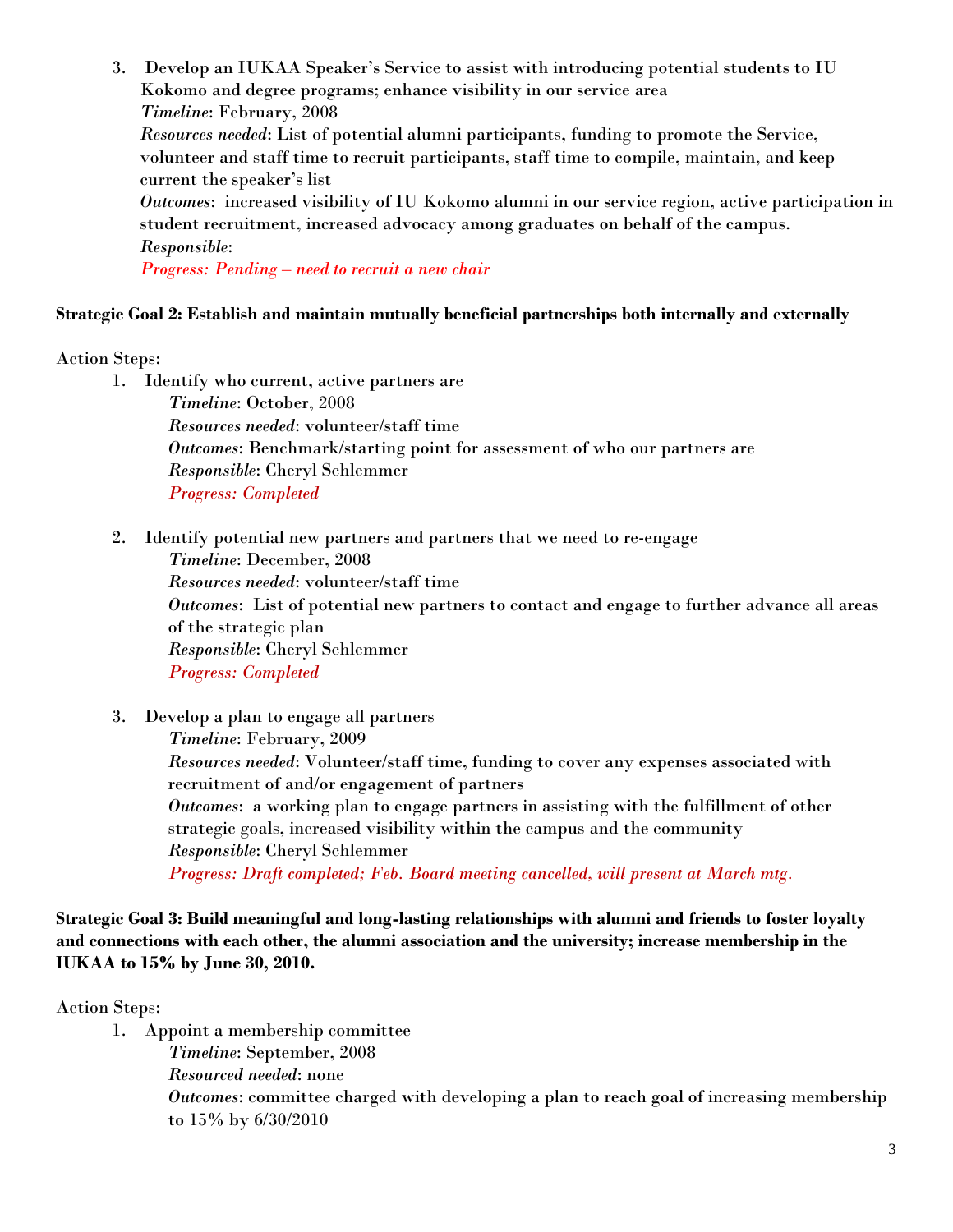3. Develop an IUKAA Speaker's Service to assist with introducing potential students to IU Kokomo and degree programs; enhance visibility in our service area
   *Timeline*: February, 2008
   *Resources needed*: List of potential alumni participants, funding to promote the Service, volunteer and staff time to recruit participants, staff time to compile, maintain, and keep current the speaker's list
   *Outcomes*: increased visibility of IU Kokomo alumni in our service region, active participation in student recruitment, increased advocacy among graduates on behalf of the campus.
   *Responsible*:
   *Progress: Pending – need to recruit a new chair*

**Strategic Goal 2: Establish and maintain mutually beneficial partnerships both internally and externally**

Action Steps:

1. Identify who current, active partners are
   *Timeline*: October, 2008
   *Resources needed*: volunteer/staff time
   *Outcomes*: Benchmark/starting point for assessment of who our partners are
   *Responsible*: Cheryl Schlemmer
   *Progress: Completed*

2. Identify potential new partners and partners that we need to re-engage
   *Timeline*: December, 2008
   *Resources needed*: volunteer/staff time
   *Outcomes*: List of potential new partners to contact and engage to further advance all areas of the strategic plan
   *Responsible*: Cheryl Schlemmer
   *Progress: Completed*

3. Develop a plan to engage all partners
   *Timeline*: February, 2009
   *Resources needed*: Volunteer/staff time, funding to cover any expenses associated with recruitment of and/or engagement of partners
   *Outcomes*: a working plan to engage partners in assisting with the fulfillment of other strategic goals, increased visibility within the campus and the community
   *Responsible*: Cheryl Schlemmer
   *Progress: Draft completed; Feb. Board meeting cancelled, will present at March mtg.*

**Strategic Goal 3: Build meaningful and long-lasting relationships with alumni and friends to foster loyalty and connections with each other, the alumni association and the university; increase membership in the IUKAA to 15% by June 30, 2010.**

Action Steps:

1. Appoint a membership committee
   *Timeline*: September, 2008
   *Resourced needed*: none
   *Outcomes*: committee charged with developing a plan to reach goal of increasing membership to 15% by 6/30/2010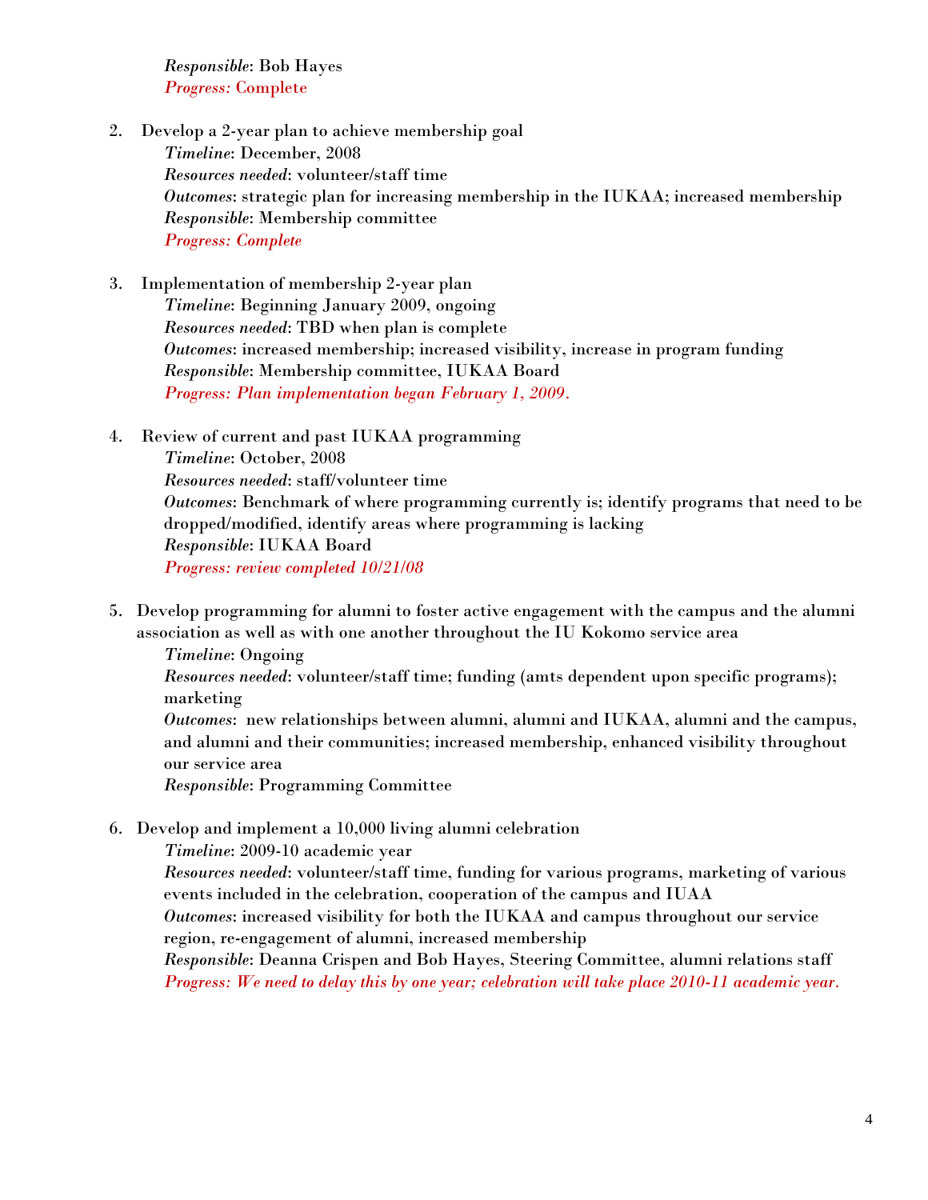*Responsible*: Bob Hayes
*Progress:* Complete

2. Develop a 2-year plan to achieve membership goal
   *Timeline*: December, 2008
   *Resources needed*: volunteer/staff time
   *Outcomes*: strategic plan for increasing membership in the IUKAA; increased membership
   *Responsible*: Membership committee
   *Progress: Complete*

3. Implementation of membership 2-year plan
   *Timeline*: Beginning January 2009, ongoing
   *Resources needed*: TBD when plan is complete
   *Outcomes*: increased membership; increased visibility, increase in program funding
   *Responsible*: Membership committee, IUKAA Board
   *Progress: Plan implementation began February 1, 2009.*

4. Review of current and past IUKAA programming
   *Timeline*: October, 2008
   *Resources needed*: staff/volunteer time
   *Outcomes*: Benchmark of where programming currently is; identify programs that need to be dropped/modified, identify areas where programming is lacking
   *Responsible*: IUKAA Board
   *Progress: review completed 10/21/08*

5. Develop programming for alumni to foster active engagement with the campus and the alumni association as well as with one another throughout the IU Kokomo service area
   *Timeline*: Ongoing
   *Resources needed*: volunteer/staff time; funding (amts dependent upon specific programs); marketing
   *Outcomes*: new relationships between alumni, alumni and IUKAA, alumni and the campus, and alumni and their communities; increased membership, enhanced visibility throughout our service area
   *Responsible*: Programming Committee

6. Develop and implement a 10,000 living alumni celebration
   *Timeline*: 2009-10 academic year
   *Resources needed*: volunteer/staff time, funding for various programs, marketing of various events included in the celebration, cooperation of the campus and IUAA
   *Outcomes*: increased visibility for both the IUKAA and campus throughout our service region, re-engagement of alumni, increased membership
   *Responsible*: Deanna Crispen and Bob Hayes, Steering Committee, alumni relations staff
   *Progress: We need to delay this by one year; celebration will take place 2010-11 academic year.*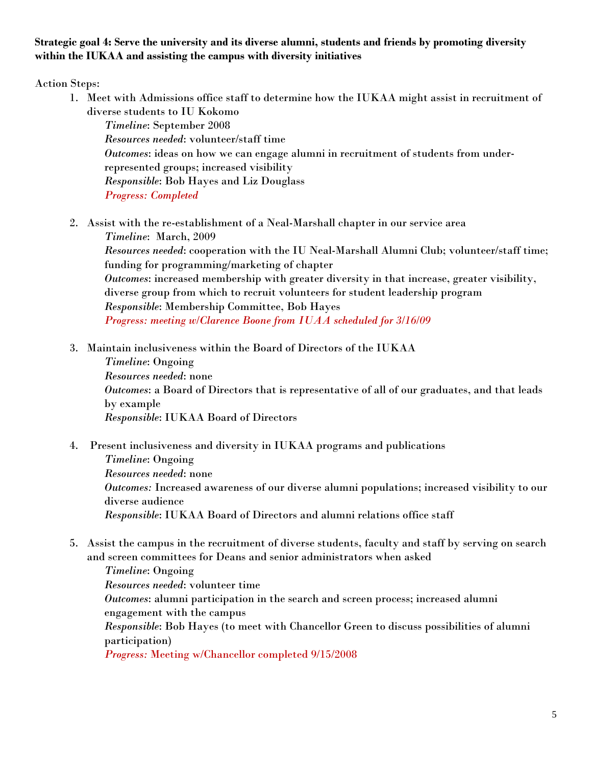**Strategic goal 4: Serve the university and its diverse alumni, students and friends by promoting diversity within the IUKAA and assisting the campus with diversity initiatives**

Action Steps:

1. Meet with Admissions office staff to determine how the IUKAA might assist in recruitment of diverse students to IU Kokomo
   *Timeline*: September 2008
   *Resources needed*: volunteer/staff time
   *Outcomes*: ideas on how we can engage alumni in recruitment of students from under-represented groups; increased visibility
   *Responsible*: Bob Hayes and Liz Douglass
   *Progress: Completed*

2. Assist with the re-establishment of a Neal-Marshall chapter in our service area
   *Timeline*: March, 2009
   *Resources needed*: cooperation with the IU Neal-Marshall Alumni Club; volunteer/staff time; funding for programming/marketing of chapter
   *Outcomes*: increased membership with greater diversity in that increase, greater visibility, diverse group from which to recruit volunteers for student leadership program
   *Responsible*: Membership Committee, Bob Hayes
   *Progress: meeting w/Clarence Boone from IUAA scheduled for 3/16/09*

3. Maintain inclusiveness within the Board of Directors of the IUKAA
   *Timeline*: Ongoing
   *Resources needed*: none
   *Outcomes*: a Board of Directors that is representative of all of our graduates, and that leads by example
   *Responsible*: IUKAA Board of Directors

4. Present inclusiveness and diversity in IUKAA programs and publications
   *Timeline*: Ongoing
   *Resources needed*: none
   *Outcomes:* Increased awareness of our diverse alumni populations; increased visibility to our diverse audience
   *Responsible*: IUKAA Board of Directors and alumni relations office staff

5. Assist the campus in the recruitment of diverse students, faculty and staff by serving on search and screen committees for Deans and senior administrators when asked
   *Timeline*: Ongoing
   *Resources needed*: volunteer time
   *Outcomes*: alumni participation in the search and screen process; increased alumni engagement with the campus
   *Responsible*: Bob Hayes (to meet with Chancellor Green to discuss possibilities of alumni participation)
   *Progress:* Meeting w/Chancellor completed 9/15/2008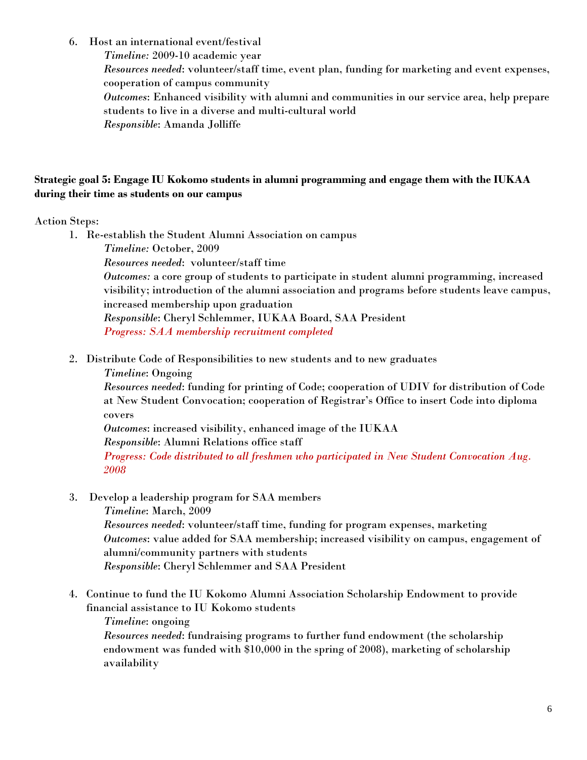6. Host an international event/festival
   *Timeline:* 2009-10 academic year
   *Resources needed*: volunteer/staff time, event plan, funding for marketing and event expenses, cooperation of campus community
   *Outcomes*: Enhanced visibility with alumni and communities in our service area, help prepare students to live in a diverse and multi-cultural world
   *Responsible*: Amanda Jolliffe

**Strategic goal 5: Engage IU Kokomo students in alumni programming and engage them with the IUKAA during their time as students on our campus**

Action Steps:

1. Re-establish the Student Alumni Association on campus
   *Timeline:* October, 2009
   *Resources needed*: volunteer/staff time
   *Outcomes:* a core group of students to participate in student alumni programming, increased visibility; introduction of the alumni association and programs before students leave campus, increased membership upon graduation
   *Responsible*: Cheryl Schlemmer, IUKAA Board, SAA President
   *Progress: SAA membership recruitment completed*

2. Distribute Code of Responsibilities to new students and to new graduates
   *Timeline*: Ongoing
   *Resources needed*: funding for printing of Code; cooperation of UDIV for distribution of Code at New Student Convocation; cooperation of Registrar's Office to insert Code into diploma covers
   *Outcomes*: increased visibility, enhanced image of the IUKAA
   *Responsible*: Alumni Relations office staff
   *Progress: Code distributed to all freshmen who participated in New Student Convocation Aug. 2008*

3. Develop a leadership program for SAA members
   *Timeline*: March, 2009
   *Resources needed*: volunteer/staff time, funding for program expenses, marketing
   *Outcomes*: value added for SAA membership; increased visibility on campus, engagement of alumni/community partners with students
   *Responsible*: Cheryl Schlemmer and SAA President

4. Continue to fund the IU Kokomo Alumni Association Scholarship Endowment to provide financial assistance to IU Kokomo students
   *Timeline*: ongoing
   *Resources needed*: fundraising programs to further fund endowment (the scholarship endowment was funded with $10,000 in the spring of 2008), marketing of scholarship availability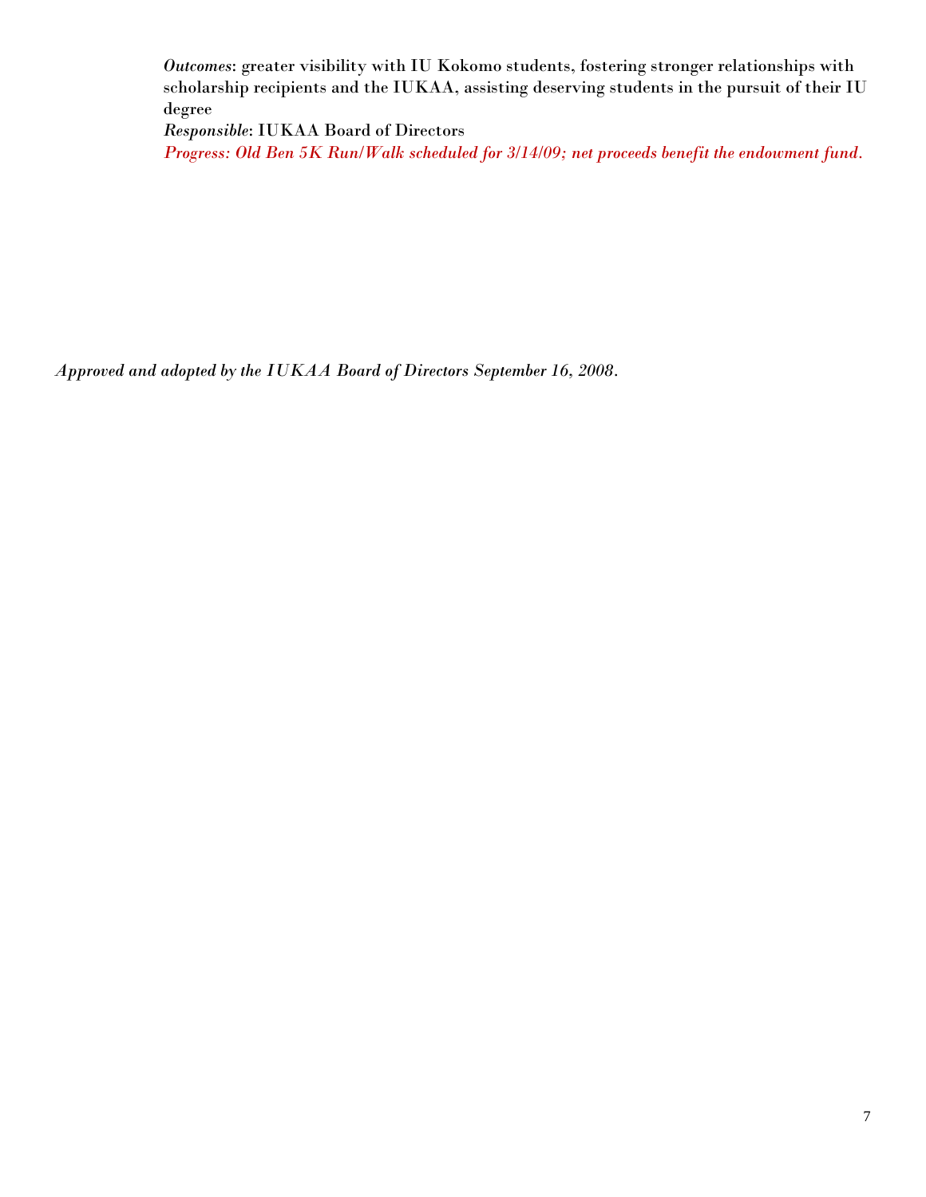*Outcomes*: greater visibility with IU Kokomo students, fostering stronger relationships with scholarship recipients and the IUKAA, assisting deserving students in the pursuit of their IU degree
*Responsible*: IUKAA Board of Directors
*Progress: Old Ben 5K Run/Walk scheduled for 3/14/09; net proceeds benefit the endowment fund.*

*Approved and adopted by the IUKAA Board of Directors September 16, 2008.*